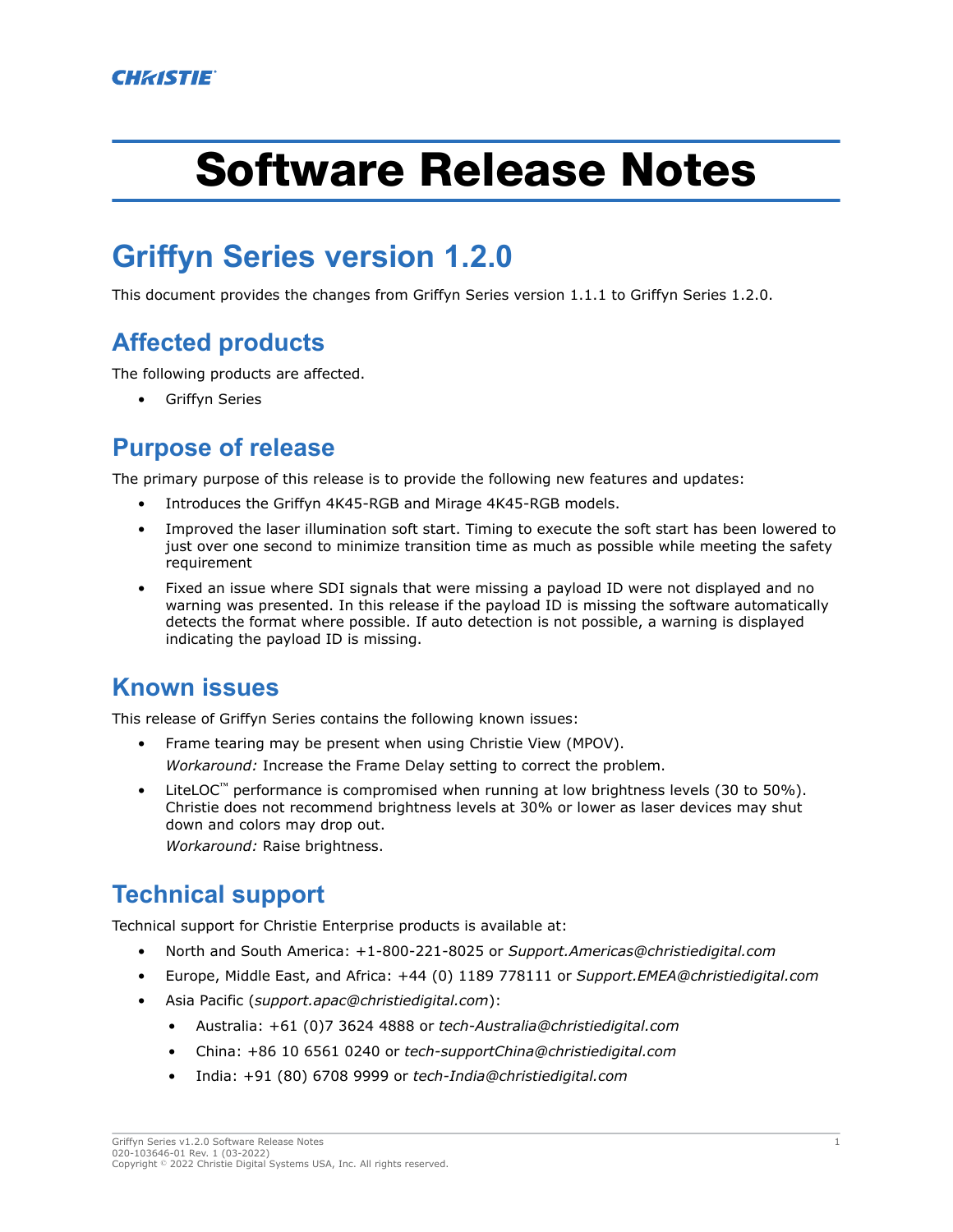CHRISTIE

# Software Release Notes

## Griffyn Series version 1.2.0

This document provides the changes from Griffyn Series version 1.1.1 to Griffyn Series 1.2.0.

### Affected products

The following products are affected.

- Griffyn Series

### Purpose of release

The primary purpose of this release is to provide the following new features and updates:

- Introduces the Griffyn 4K45-RGB and Mirage 4K45-RGB models.
- Improved the laser illumination soft start. Timing to execute the soft start has been lowered to just over one second to minimize transition time as much as possible while meeting the safety requirement
- Fixed an issue where SDI signals that were missing a payload ID were not displayed and no warning was presented. In this release if the payload ID is missing the software automatically detects the format where possible. If auto detection is not possible, a warning is displayed indicating the payload ID is missing.

### Known issues

This release of Griffyn Series contains the following known issues:

- Frame tearing may be present when using Christie View (MPOV).
  *Workaround:* Increase the Frame Delay setting to correct the problem.
- LiteLOC™ performance is compromised when running at low brightness levels (30 to 50%). Christie does not recommend brightness levels at 30% or lower as laser devices may shut down and colors may drop out.
  *Workaround:* Raise brightness.

### Technical support

Technical support for Christie Enterprise products is available at:

- North and South America: +1-800-221-8025 or *Support.Americas@christiedigital.com*
- Europe, Middle East, and Africa: +44 (0) 1189 778111 or *Support.EMEA@christiedigital.com*
- Asia Pacific (*support.apac@christiedigital.com*):
  - Australia: +61 (0)7 3624 4888 or *tech-Australia@christiedigital.com*
  - China: +86 10 6561 0240 or *tech-supportChina@christiedigital.com*
  - India: +91 (80) 6708 9999 or *tech-India@christiedigital.com*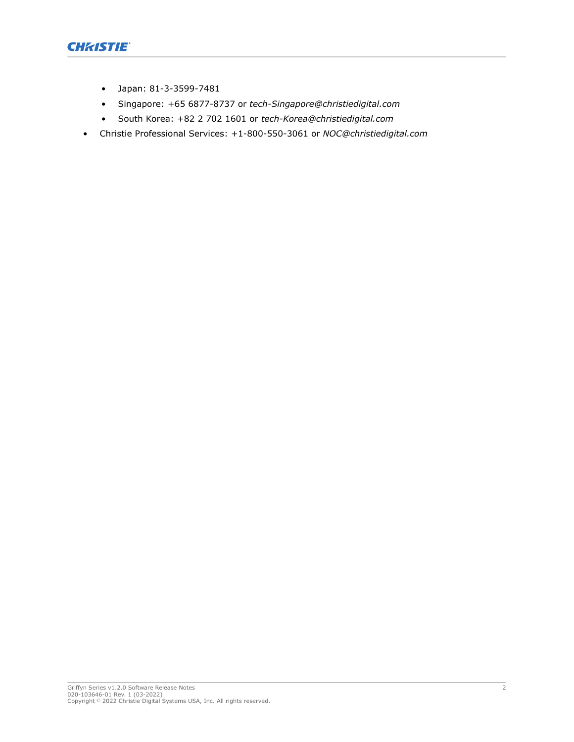- Japan: 81-3-3599-7481
    - Singapore: +65 6877-8737 or *tech-Singapore@christiedigital.com*
    - South Korea: +82 2 702 1601 or *tech-Korea@christiedigital.com*
- Christie Professional Services: +1-800-550-3061 or *NOC@christiedigital.com*